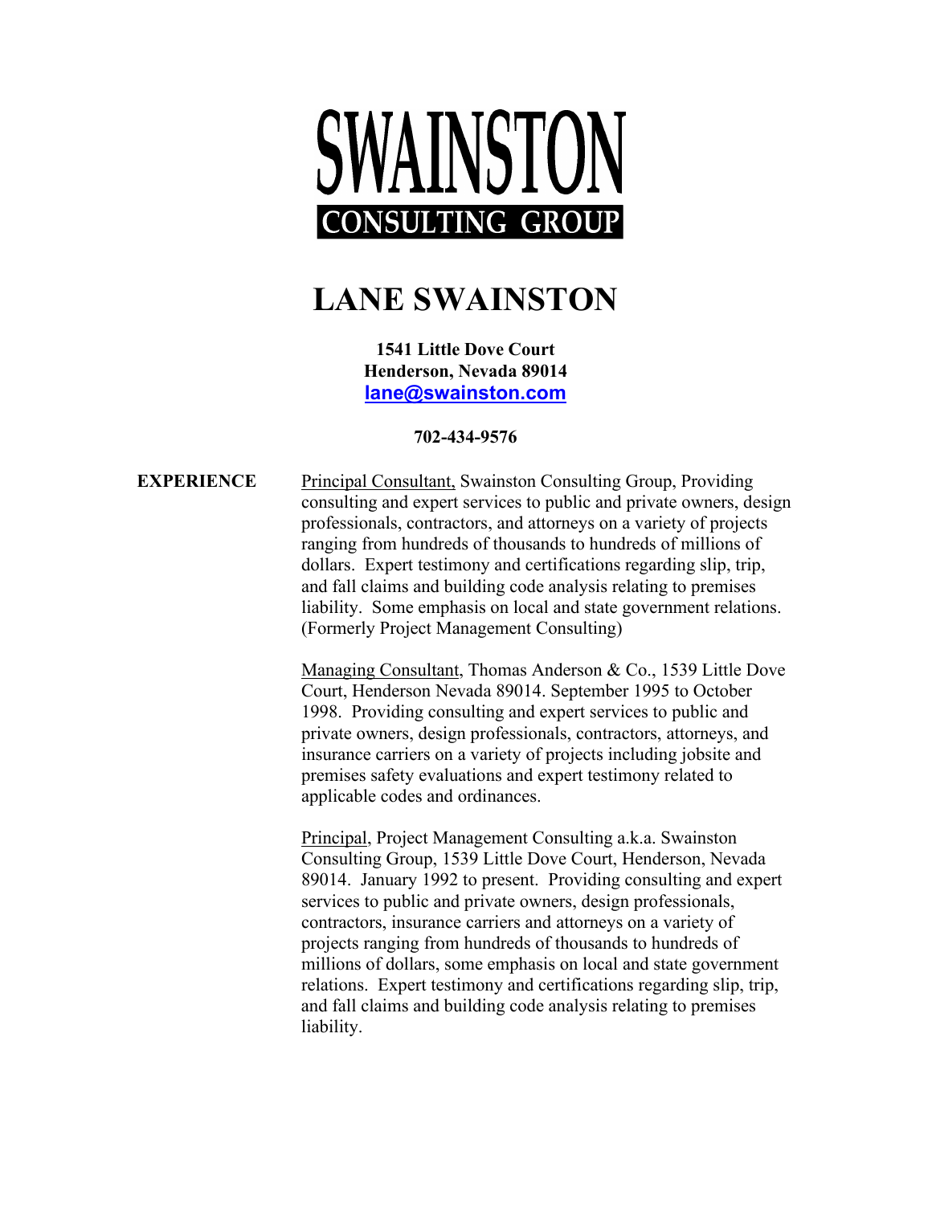# SWAINSTON

**CONSULTING GROUP**

# LANE SWAINSTON

**1541 Little Dove Court**
**Henderson, Nevada 89014**
**[lane@swainston.com](mailto:lane@swainston.com)**

**702-434-9576**

**EXPERIENCE**

Principal Consultant, Swainston Consulting Group, Providing consulting and expert services to public and private owners, design professionals, contractors, and attorneys on a variety of projects ranging from hundreds of thousands to hundreds of millions of dollars. Expert testimony and certifications regarding slip, trip, and fall claims and building code analysis relating to premises liability. Some emphasis on local and state government relations. (Formerly Project Management Consulting)

Managing Consultant, Thomas Anderson & Co., 1539 Little Dove Court, Henderson Nevada 89014. September 1995 to October 1998. Providing consulting and expert services to public and private owners, design professionals, contractors, attorneys, and insurance carriers on a variety of projects including jobsite and premises safety evaluations and expert testimony related to applicable codes and ordinances.

Principal, Project Management Consulting a.k.a. Swainston Consulting Group, 1539 Little Dove Court, Henderson, Nevada 89014. January 1992 to present. Providing consulting and expert services to public and private owners, design professionals, contractors, insurance carriers and attorneys on a variety of projects ranging from hundreds of thousands to hundreds of millions of dollars, some emphasis on local and state government relations. Expert testimony and certifications regarding slip, trip, and fall claims and building code analysis relating to premises liability.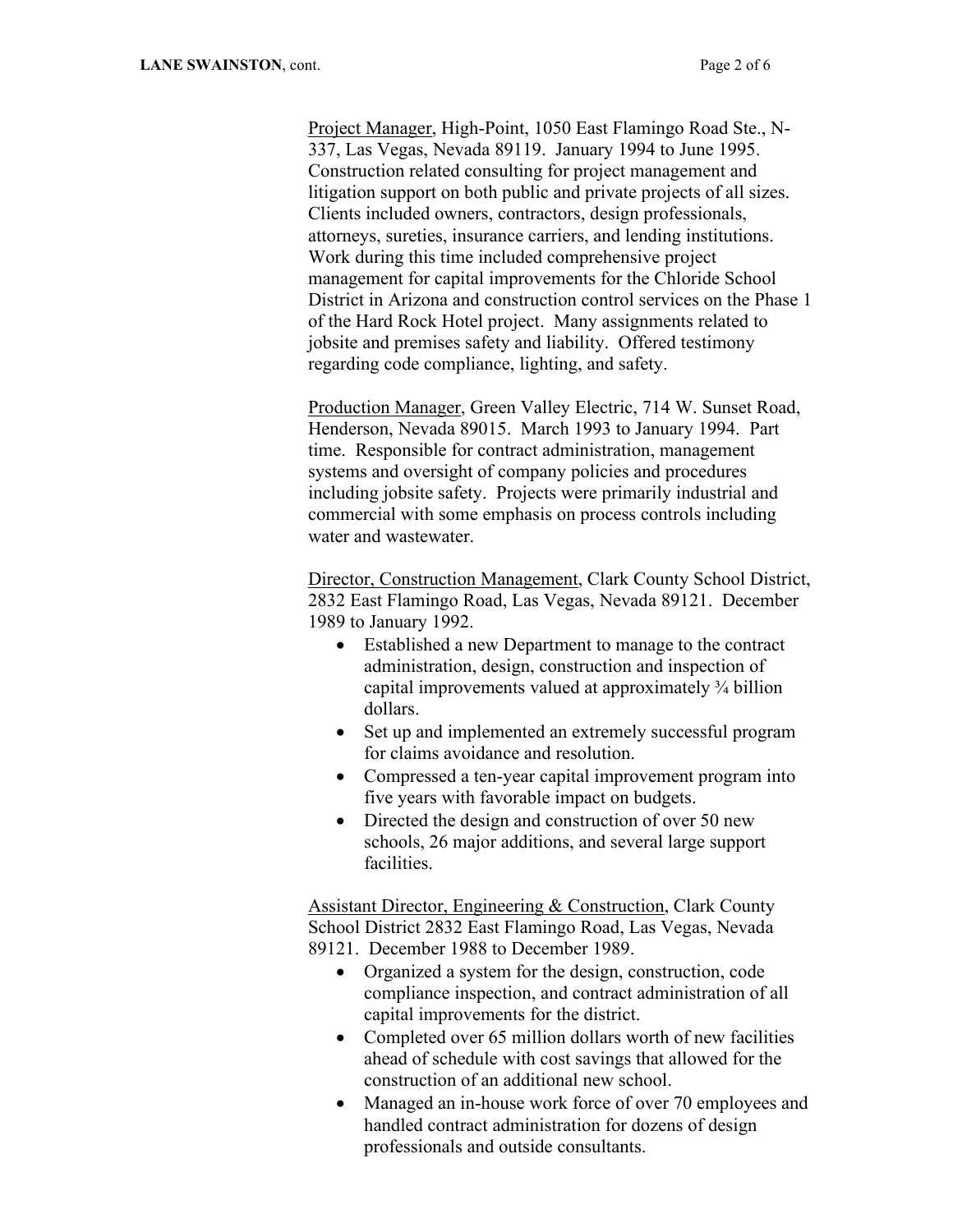Project Manager, High-Point, 1050 East Flamingo Road Ste., N-337, Las Vegas, Nevada 89119. January 1994 to June 1995. Construction related consulting for project management and litigation support on both public and private projects of all sizes. Clients included owners, contractors, design professionals, attorneys, sureties, insurance carriers, and lending institutions. Work during this time included comprehensive project management for capital improvements for the Chloride School District in Arizona and construction control services on the Phase 1 of the Hard Rock Hotel project. Many assignments related to jobsite and premises safety and liability. Offered testimony regarding code compliance, lighting, and safety.

Production Manager, Green Valley Electric, 714 W. Sunset Road, Henderson, Nevada 89015. March 1993 to January 1994. Part time. Responsible for contract administration, management systems and oversight of company policies and procedures including jobsite safety. Projects were primarily industrial and commercial with some emphasis on process controls including water and wastewater.

Director, Construction Management, Clark County School District, 2832 East Flamingo Road, Las Vegas, Nevada 89121. December 1989 to January 1992.

- Established a new Department to manage to the contract administration, design, construction and inspection of capital improvements valued at approximately ¾ billion dollars.
- Set up and implemented an extremely successful program for claims avoidance and resolution.
- Compressed a ten-year capital improvement program into five years with favorable impact on budgets.
- Directed the design and construction of over 50 new schools, 26 major additions, and several large support facilities.

Assistant Director, Engineering & Construction, Clark County School District 2832 East Flamingo Road, Las Vegas, Nevada 89121. December 1988 to December 1989.

- Organized a system for the design, construction, code compliance inspection, and contract administration of all capital improvements for the district.
- Completed over 65 million dollars worth of new facilities ahead of schedule with cost savings that allowed for the construction of an additional new school.
- Managed an in-house work force of over 70 employees and handled contract administration for dozens of design professionals and outside consultants.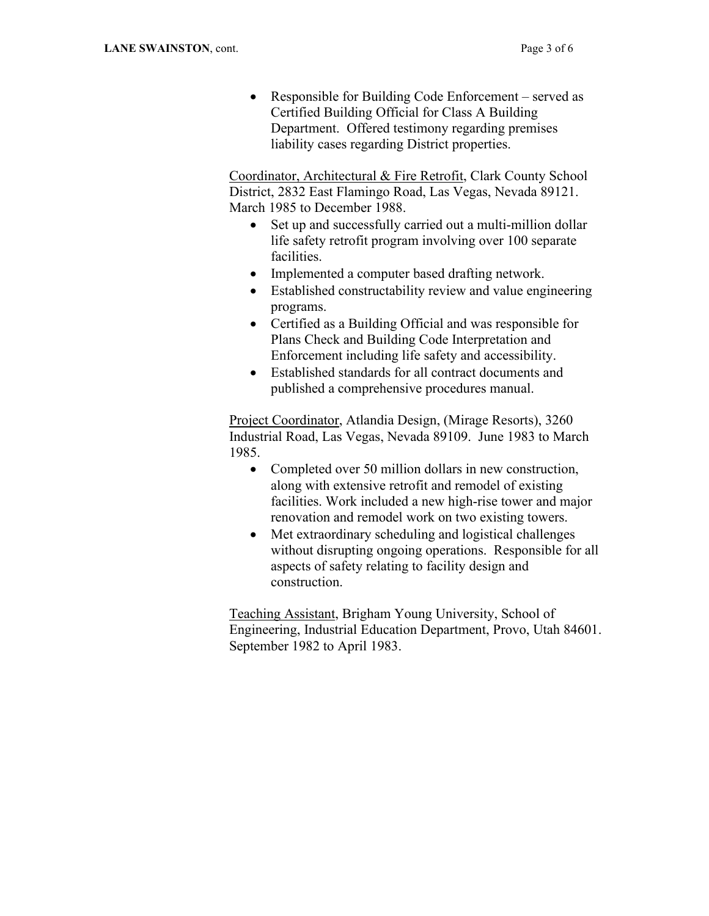- Responsible for Building Code Enforcement – served as Certified Building Official for Class A Building Department. Offered testimony regarding premises liability cases regarding District properties.

<u>Coordinator, Architectural & Fire Retrofit</u>, Clark County School District, 2832 East Flamingo Road, Las Vegas, Nevada 89121. March 1985 to December 1988.

- Set up and successfully carried out a multi-million dollar life safety retrofit program involving over 100 separate facilities.
- Implemented a computer based drafting network.
- Established constructability review and value engineering programs.
- Certified as a Building Official and was responsible for Plans Check and Building Code Interpretation and Enforcement including life safety and accessibility.
- Established standards for all contract documents and published a comprehensive procedures manual.

<u>Project Coordinator</u>, Atlandia Design, (Mirage Resorts), 3260 Industrial Road, Las Vegas, Nevada 89109. June 1983 to March 1985.

- Completed over 50 million dollars in new construction, along with extensive retrofit and remodel of existing facilities. Work included a new high-rise tower and major renovation and remodel work on two existing towers.
- Met extraordinary scheduling and logistical challenges without disrupting ongoing operations. Responsible for all aspects of safety relating to facility design and construction.

<u>Teaching Assistant</u>, Brigham Young University, School of Engineering, Industrial Education Department, Provo, Utah 84601. September 1982 to April 1983.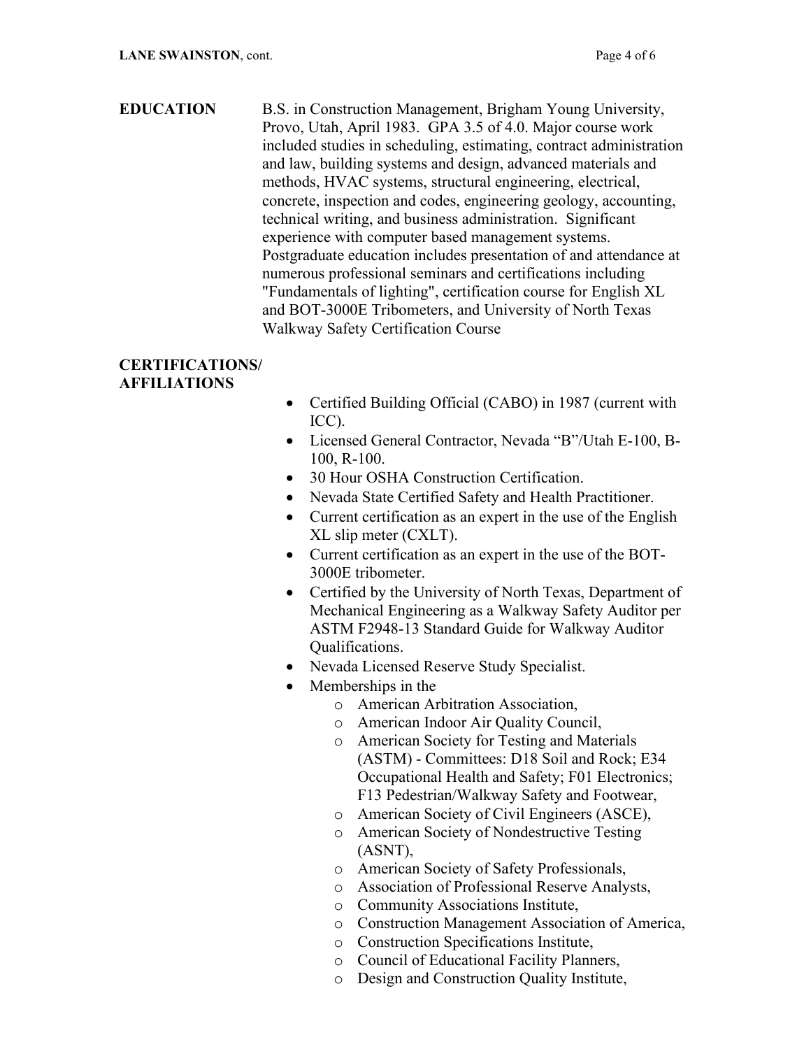**EDUCATION**

B.S. in Construction Management, Brigham Young University, Provo, Utah, April 1983. GPA 3.5 of 4.0. Major course work included studies in scheduling, estimating, contract administration and law, building systems and design, advanced materials and methods, HVAC systems, structural engineering, electrical, concrete, inspection and codes, engineering geology, accounting, technical writing, and business administration. Significant experience with computer based management systems. Postgraduate education includes presentation of and attendance at numerous professional seminars and certifications including "Fundamentals of lighting", certification course for English XL and BOT-3000E Tribometers, and University of North Texas Walkway Safety Certification Course

**CERTIFICATIONS/ AFFILIATIONS**

- Certified Building Official (CABO) in 1987 (current with ICC).
- Licensed General Contractor, Nevada "B"/Utah E-100, B-100, R-100.
- 30 Hour OSHA Construction Certification.
- Nevada State Certified Safety and Health Practitioner.
- Current certification as an expert in the use of the English XL slip meter (CXLT).
- Current certification as an expert in the use of the BOT-3000E tribometer.
- Certified by the University of North Texas, Department of Mechanical Engineering as a Walkway Safety Auditor per ASTM F2948-13 Standard Guide for Walkway Auditor Qualifications.
- Nevada Licensed Reserve Study Specialist.
- Memberships in the
  - American Arbitration Association,
  - American Indoor Air Quality Council,
  - American Society for Testing and Materials (ASTM) - Committees: D18 Soil and Rock; E34 Occupational Health and Safety; F01 Electronics; F13 Pedestrian/Walkway Safety and Footwear,
  - American Society of Civil Engineers (ASCE),
  - American Society of Nondestructive Testing (ASNT),
  - American Society of Safety Professionals,
  - Association of Professional Reserve Analysts,
  - Community Associations Institute,
  - Construction Management Association of America,
  - Construction Specifications Institute,
  - Council of Educational Facility Planners,
  - Design and Construction Quality Institute,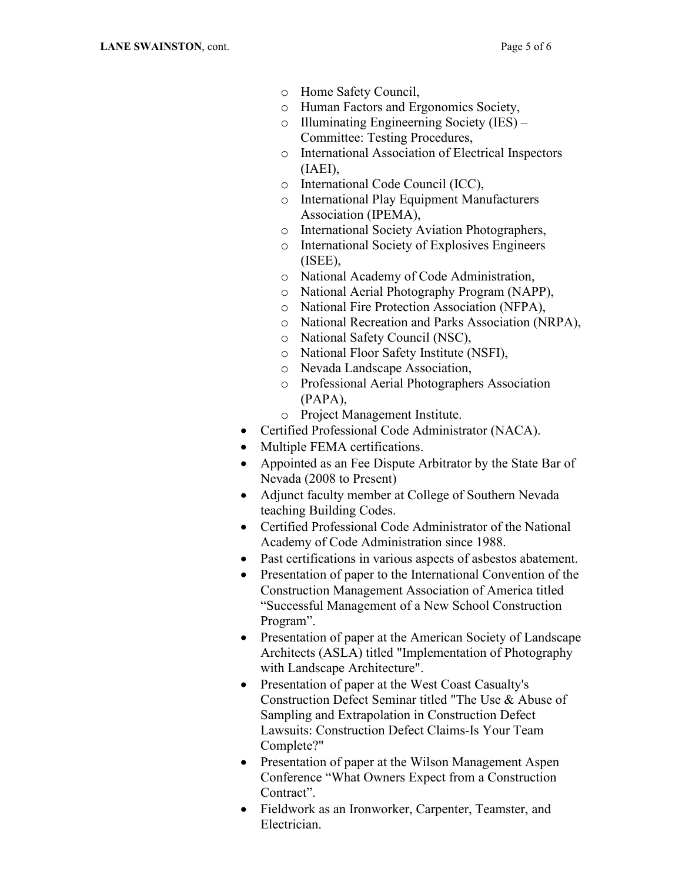- Home Safety Council,
  - Human Factors and Ergonomics Society,
  - Illuminating Engineerning Society (IES) – Committee: Testing Procedures,
  - International Association of Electrical Inspectors (IAEI),
  - International Code Council (ICC),
  - International Play Equipment Manufacturers Association (IPEMA),
  - International Society Aviation Photographers,
  - International Society of Explosives Engineers (ISEE),
  - National Academy of Code Administration,
  - National Aerial Photography Program (NAPP),
  - National Fire Protection Association (NFPA),
  - National Recreation and Parks Association (NRPA),
  - National Safety Council (NSC),
  - National Floor Safety Institute (NSFI),
  - Nevada Landscape Association,
  - Professional Aerial Photographers Association (PAPA),
  - Project Management Institute.
- Certified Professional Code Administrator (NACA).
- Multiple FEMA certifications.
- Appointed as an Fee Dispute Arbitrator by the State Bar of Nevada (2008 to Present)
- Adjunct faculty member at College of Southern Nevada teaching Building Codes.
- Certified Professional Code Administrator of the National Academy of Code Administration since 1988.
- Past certifications in various aspects of asbestos abatement.
- Presentation of paper to the International Convention of the Construction Management Association of America titled "Successful Management of a New School Construction Program".
- Presentation of paper at the American Society of Landscape Architects (ASLA) titled "Implementation of Photography with Landscape Architecture".
- Presentation of paper at the West Coast Casualty's Construction Defect Seminar titled "The Use & Abuse of Sampling and Extrapolation in Construction Defect Lawsuits: Construction Defect Claims-Is Your Team Complete?"
- Presentation of paper at the Wilson Management Aspen Conference "What Owners Expect from a Construction Contract".
- Fieldwork as an Ironworker, Carpenter, Teamster, and Electrician.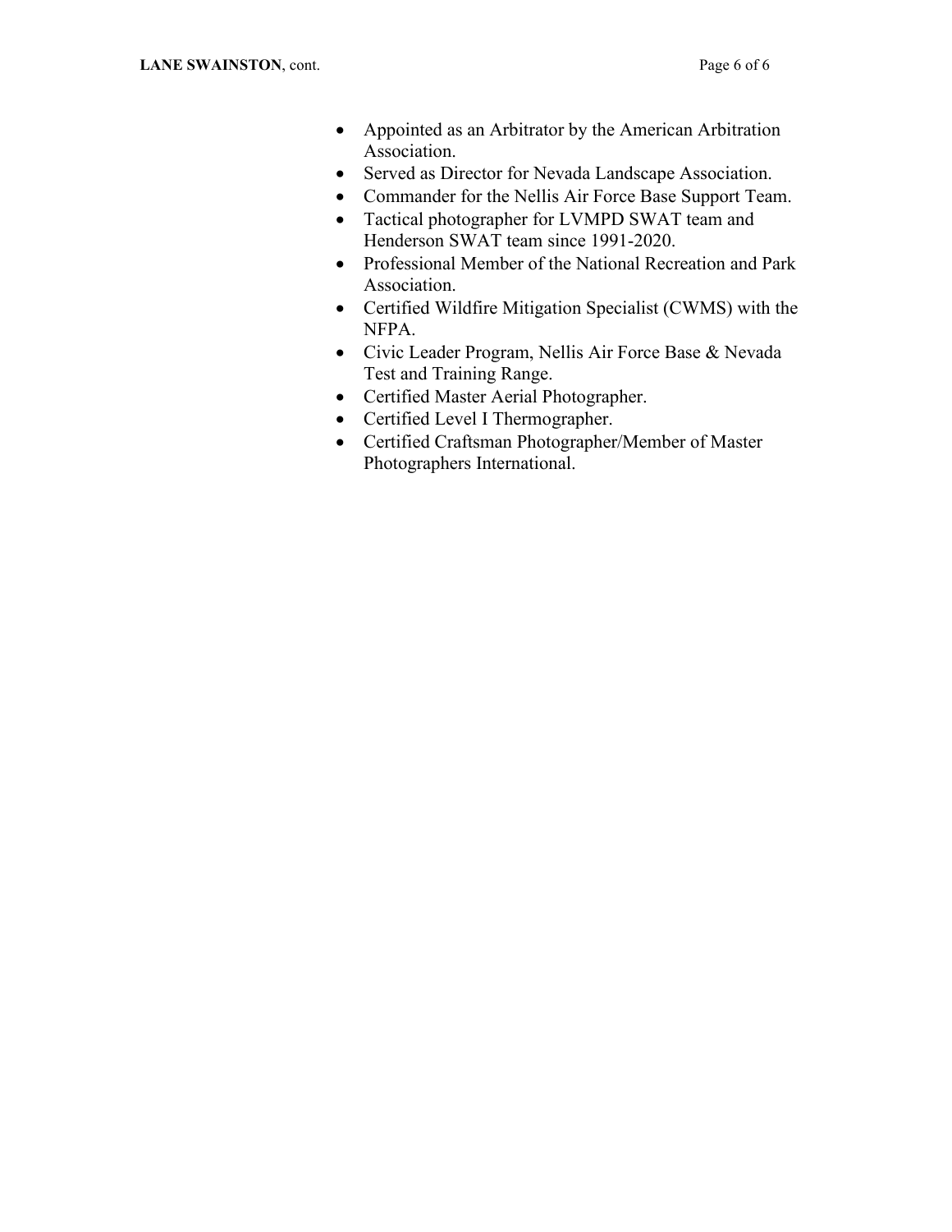- Appointed as an Arbitrator by the American Arbitration Association.
- Served as Director for Nevada Landscape Association.
- Commander for the Nellis Air Force Base Support Team.
- Tactical photographer for LVMPD SWAT team and Henderson SWAT team since 1991-2020.
- Professional Member of the National Recreation and Park Association.
- Certified Wildfire Mitigation Specialist (CWMS) with the NFPA.
- Civic Leader Program, Nellis Air Force Base & Nevada Test and Training Range.
- Certified Master Aerial Photographer.
- Certified Level I Thermographer.
- Certified Craftsman Photographer/Member of Master Photographers International.